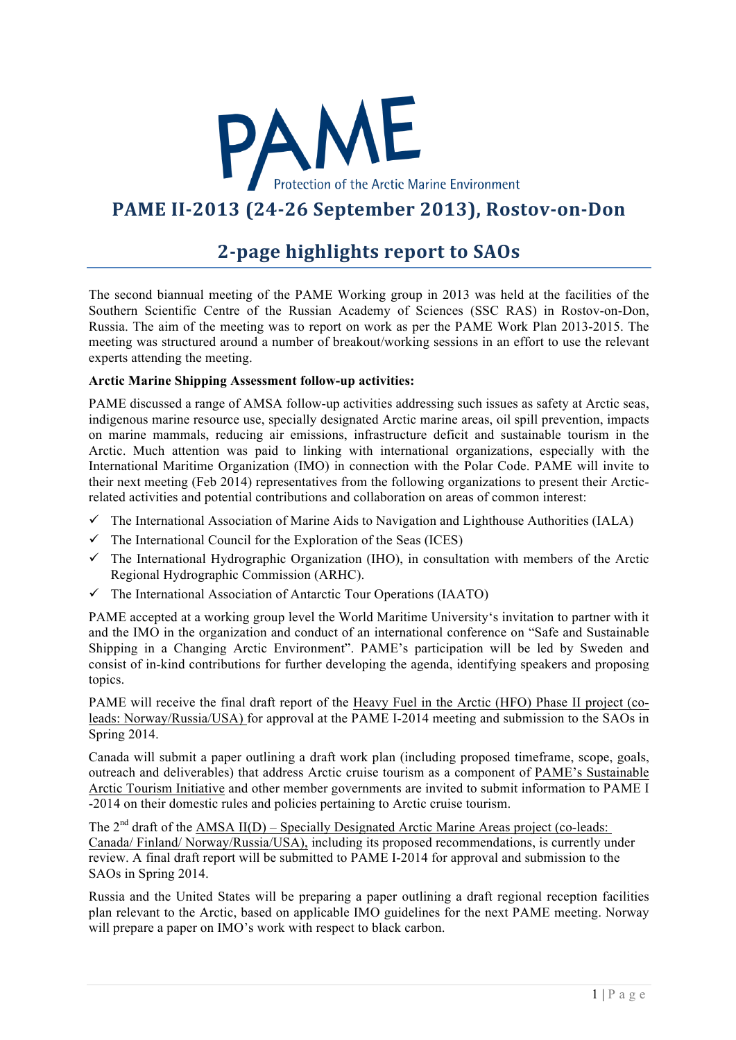PAME

Protection of the Arctic Marine Environment

# PAME II-2013 (24-26 September 2013), Rostov-on-Don

## 2-page highlights report to SAOs

The second biannual meeting of the PAME Working group in 2013 was held at the facilities of the Southern Scientific Centre of the Russian Academy of Sciences (SSC RAS) in Rostov-on-Don, Russia. The aim of the meeting was to report on work as per the PAME Work Plan 2013-2015. The meeting was structured around a number of breakout/working sessions in an effort to use the relevant experts attending the meeting.

**Arctic Marine Shipping Assessment follow-up activities:**

PAME discussed a range of AMSA follow-up activities addressing such issues as safety at Arctic seas, indigenous marine resource use, specially designated Arctic marine areas, oil spill prevention, impacts on marine mammals, reducing air emissions, infrastructure deficit and sustainable tourism in the Arctic. Much attention was paid to linking with international organizations, especially with the International Maritime Organization (IMO) in connection with the Polar Code. PAME will invite to their next meeting (Feb 2014) representatives from the following organizations to present their Arctic-related activities and potential contributions and collaboration on areas of common interest:

- ✓ The International Association of Marine Aids to Navigation and Lighthouse Authorities (IALA)
- ✓ The International Council for the Exploration of the Seas (ICES)
- ✓ The International Hydrographic Organization (IHO), in consultation with members of the Arctic Regional Hydrographic Commission (ARHC).
- ✓ The International Association of Antarctic Tour Operations (IAATO)

PAME accepted at a working group level the World Maritime University's invitation to partner with it and the IMO in the organization and conduct of an international conference on "Safe and Sustainable Shipping in a Changing Arctic Environment". PAME's participation will be led by Sweden and consist of in-kind contributions for further developing the agenda, identifying speakers and proposing topics.

PAME will receive the final draft report of the Heavy Fuel in the Arctic (HFO) Phase II project (co-leads: Norway/Russia/USA) for approval at the PAME I-2014 meeting and submission to the SAOs in Spring 2014.

Canada will submit a paper outlining a draft work plan (including proposed timeframe, scope, goals, outreach and deliverables) that address Arctic cruise tourism as a component of PAME's Sustainable Arctic Tourism Initiative and other member governments are invited to submit information to PAME I -2014 on their domestic rules and policies pertaining to Arctic cruise tourism.

The 2nd draft of the AMSA II(D) – Specially Designated Arctic Marine Areas project (co-leads: Canada/ Finland/ Norway/Russia/USA), including its proposed recommendations, is currently under review. A final draft report will be submitted to PAME I-2014 for approval and submission to the SAOs in Spring 2014.

Russia and the United States will be preparing a paper outlining a draft regional reception facilities plan relevant to the Arctic, based on applicable IMO guidelines for the next PAME meeting. Norway will prepare a paper on IMO's work with respect to black carbon.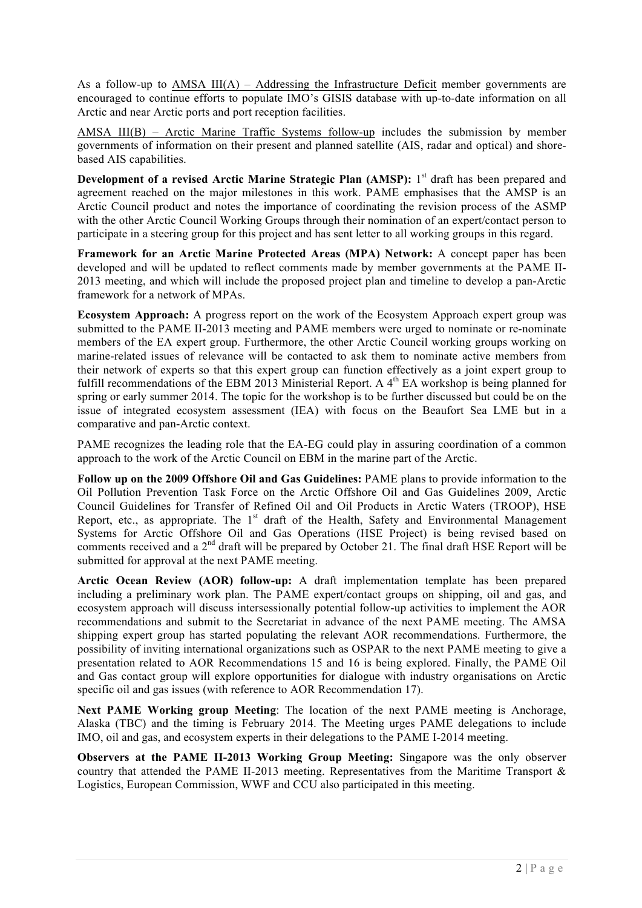As a follow-up to AMSA III(A) – Addressing the Infrastructure Deficit member governments are encouraged to continue efforts to populate IMO's GISIS database with up-to-date information on all Arctic and near Arctic ports and port reception facilities.

AMSA III(B) – Arctic Marine Traffic Systems follow-up includes the submission by member governments of information on their present and planned satellite (AIS, radar and optical) and shore-based AIS capabilities.

**Development of a revised Arctic Marine Strategic Plan (AMSP):** 1st draft has been prepared and agreement reached on the major milestones in this work. PAME emphasises that the AMSP is an Arctic Council product and notes the importance of coordinating the revision process of the ASMP with the other Arctic Council Working Groups through their nomination of an expert/contact person to participate in a steering group for this project and has sent letter to all working groups in this regard.

**Framework for an Arctic Marine Protected Areas (MPA) Network:** A concept paper has been developed and will be updated to reflect comments made by member governments at the PAME II-2013 meeting, and which will include the proposed project plan and timeline to develop a pan-Arctic framework for a network of MPAs.

**Ecosystem Approach:** A progress report on the work of the Ecosystem Approach expert group was submitted to the PAME II-2013 meeting and PAME members were urged to nominate or re-nominate members of the EA expert group. Furthermore, the other Arctic Council working groups working on marine-related issues of relevance will be contacted to ask them to nominate active members from their network of experts so that this expert group can function effectively as a joint expert group to fulfill recommendations of the EBM 2013 Ministerial Report. A 4th EA workshop is being planned for spring or early summer 2014. The topic for the workshop is to be further discussed but could be on the issue of integrated ecosystem assessment (IEA) with focus on the Beaufort Sea LME but in a comparative and pan-Arctic context.

PAME recognizes the leading role that the EA-EG could play in assuring coordination of a common approach to the work of the Arctic Council on EBM in the marine part of the Arctic.

**Follow up on the 2009 Offshore Oil and Gas Guidelines:** PAME plans to provide information to the Oil Pollution Prevention Task Force on the Arctic Offshore Oil and Gas Guidelines 2009, Arctic Council Guidelines for Transfer of Refined Oil and Oil Products in Arctic Waters (TROOP), HSE Report, etc., as appropriate. The 1st draft of the Health, Safety and Environmental Management Systems for Arctic Offshore Oil and Gas Operations (HSE Project) is being revised based on comments received and a 2nd draft will be prepared by October 21. The final draft HSE Report will be submitted for approval at the next PAME meeting.

**Arctic Ocean Review (AOR) follow-up:** A draft implementation template has been prepared including a preliminary work plan. The PAME expert/contact groups on shipping, oil and gas, and ecosystem approach will discuss intersessionally potential follow-up activities to implement the AOR recommendations and submit to the Secretariat in advance of the next PAME meeting. The AMSA shipping expert group has started populating the relevant AOR recommendations. Furthermore, the possibility of inviting international organizations such as OSPAR to the next PAME meeting to give a presentation related to AOR Recommendations 15 and 16 is being explored. Finally, the PAME Oil and Gas contact group will explore opportunities for dialogue with industry organisations on Arctic specific oil and gas issues (with reference to AOR Recommendation 17).

**Next PAME Working group Meeting**: The location of the next PAME meeting is Anchorage, Alaska (TBC) and the timing is February 2014. The Meeting urges PAME delegations to include IMO, oil and gas, and ecosystem experts in their delegations to the PAME I-2014 meeting.

**Observers at the PAME II-2013 Working Group Meeting:** Singapore was the only observer country that attended the PAME II-2013 meeting. Representatives from the Maritime Transport & Logistics, European Commission, WWF and CCU also participated in this meeting.